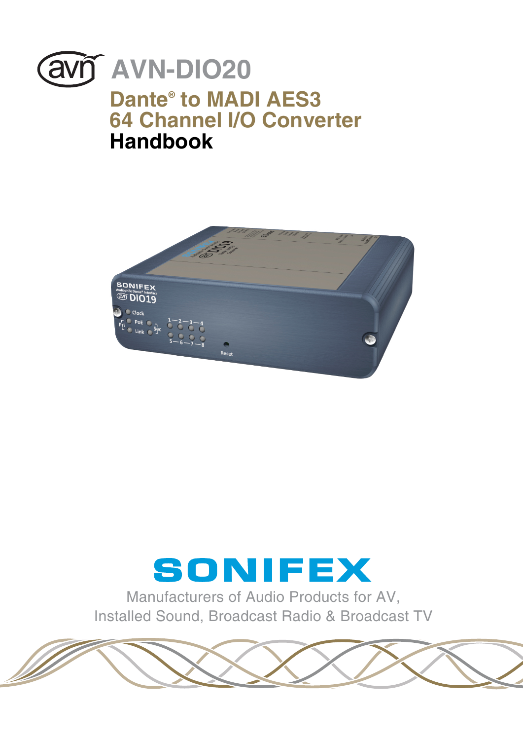# AVN-DIO20

## Dante® to MADI AES3 64 Channel I/O Converter

## Handbook

SONIFEX

Manufacturers of Audio Products for AV, Installed Sound, Broadcast Radio & Broadcast TV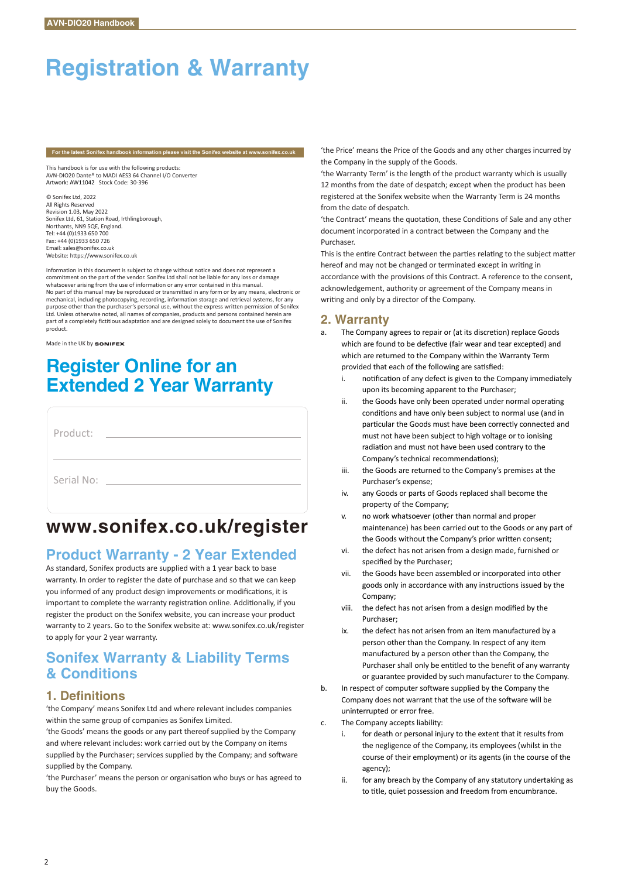# Registration & Warranty

For the latest Sonifex handbook information please visit the Sonifex website at www.sonifex.co.uk

This handbook is for use with the following products:
AVN-DIO20 Dante® to MADI AES3 64 Channel I/O Converter
Artwork: AW11042 Stock Code: 30-396

© Sonifex Ltd, 2022
All Rights Reserved
Revision 1.03, May 2022
Sonifex Ltd, 61, Station Road, Irthlingborough,
Northants, NN9 5QE, England.
Tel: +44 (0)1933 650 700
Fax: +44 (0)1933 650 726
Email: sales@sonifex.co.uk
Website: https://www.sonifex.co.uk

Information in this document is subject to change without notice and does not represent a commitment on the part of the vendor. Sonifex Ltd shall not be liable for any loss or damage whatsoever arising from the use of information or any error contained in this manual.
No part of this manual may be reproduced or transmitted in any form or by any means, electronic or mechanical, including photocopying, recording, information storage and retrieval systems, for any purpose other than the purchaser's personal use, without the express written permission of Sonifex Ltd. Unless otherwise noted, all names of companies, products and persons contained herein are part of a completely fictitious adaptation and are designed solely to document the use of Sonifex product.

Made in the UK by SONIFEX

## Register Online for an Extended 2 Year Warranty

Product: ______________________

______________________

Serial No: ______________________

# www.sonifex.co.uk/register

## Product Warranty - 2 Year Extended

As standard, Sonifex products are supplied with a 1 year back to base warranty. In order to register the date of purchase and so that we can keep you informed of any product design improvements or modifications, it is important to complete the warranty registration online. Additionally, if you register the product on the Sonifex website, you can increase your product warranty to 2 years. Go to the Sonifex website at: www.sonifex.co.uk/register to apply for your 2 year warranty.

## Sonifex Warranty & Liability Terms & Conditions

### 1. Definitions

'the Company' means Sonifex Ltd and where relevant includes companies within the same group of companies as Sonifex Limited.

'the Goods' means the goods or any part thereof supplied by the Company and where relevant includes: work carried out by the Company on items supplied by the Purchaser; services supplied by the Company; and software supplied by the Company.

'the Purchaser' means the person or organisation who buys or has agreed to buy the Goods.

'the Price' means the Price of the Goods and any other charges incurred by the Company in the supply of the Goods.

'the Warranty Term' is the length of the product warranty which is usually 12 months from the date of despatch; except when the product has been registered at the Sonifex website when the Warranty Term is 24 months from the date of despatch.

'the Contract' means the quotation, these Conditions of Sale and any other document incorporated in a contract between the Company and the Purchaser.

This is the entire Contract between the parties relating to the subject matter hereof and may not be changed or terminated except in writing in accordance with the provisions of this Contract. A reference to the consent, acknowledgement, authority or agreement of the Company means in writing and only by a director of the Company.

### 2. Warranty

a. The Company agrees to repair or (at its discretion) replace Goods which are found to be defective (fair wear and tear excepted) and which are returned to the Company within the Warranty Term provided that each of the following are satisfied:
   i. notification of any defect is given to the Company immediately upon its becoming apparent to the Purchaser;
   ii. the Goods have only been operated under normal operating conditions and have only been subject to normal use (and in particular the Goods must have been correctly connected and must not have been subject to high voltage or to ionising radiation and must not have been used contrary to the Company's technical recommendations);
   iii. the Goods are returned to the Company's premises at the Purchaser's expense;
   iv. any Goods or parts of Goods replaced shall become the property of the Company;
   v. no work whatsoever (other than normal and proper maintenance) has been carried out to the Goods or any part of the Goods without the Company's prior written consent;
   vi. the defect has not arisen from a design made, furnished or specified by the Purchaser;
   vii. the Goods have been assembled or incorporated into other goods only in accordance with any instructions issued by the Company;
   viii. the defect has not arisen from a design modified by the Purchaser;
   ix. the defect has not arisen from an item manufactured by a person other than the Company. In respect of any item manufactured by a person other than the Company, the Purchaser shall only be entitled to the benefit of any warranty or guarantee provided by such manufacturer to the Company.

b. In respect of computer software supplied by the Company the Company does not warrant that the use of the software will be uninterrupted or error free.

c. The Company accepts liability:
   i. for death or personal injury to the extent that it results from the negligence of the Company, its employees (whilst in the course of their employment) or its agents (in the course of the agency);
   ii. for any breach by the Company of any statutory undertaking as to title, quiet possession and freedom from encumbrance.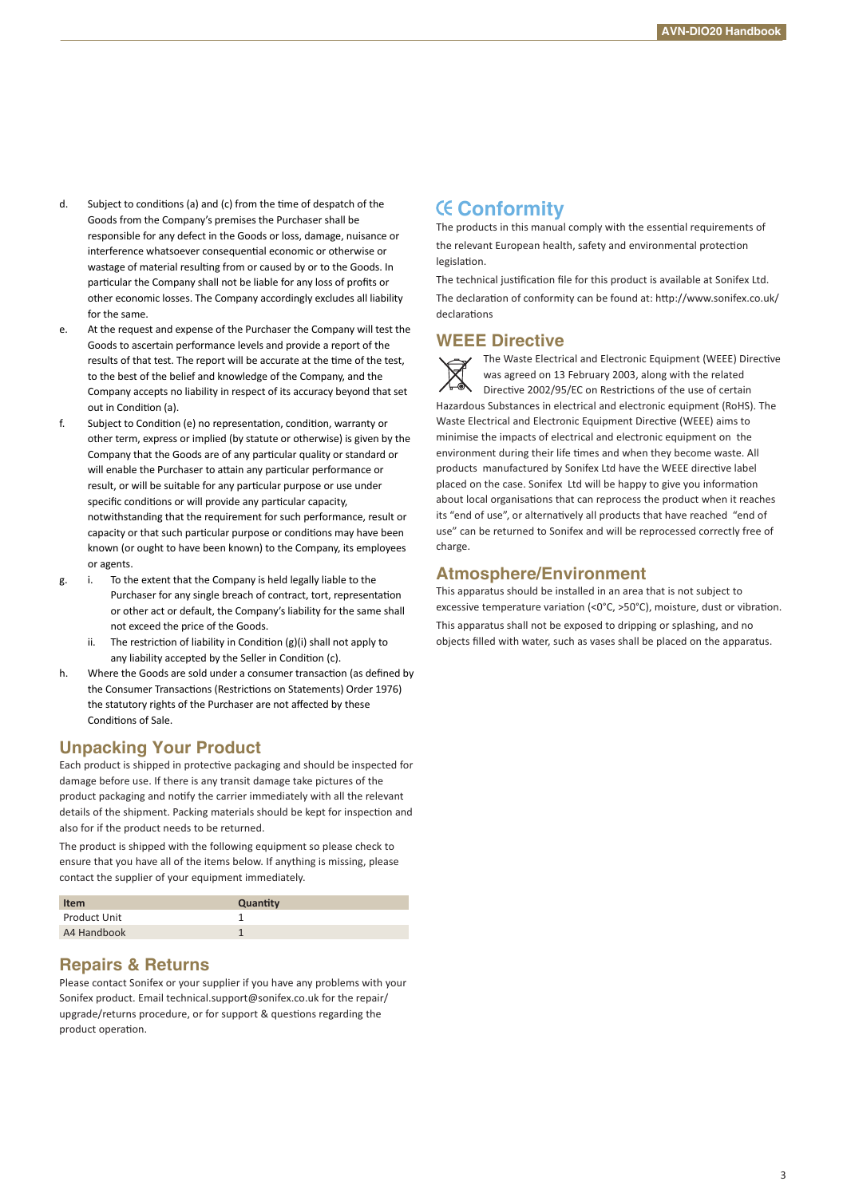d. Subject to conditions (a) and (c) from the time of despatch of the Goods from the Company's premises the Purchaser shall be responsible for any defect in the Goods or loss, damage, nuisance or interference whatsoever consequential economic or otherwise or wastage of material resulting from or caused by or to the Goods. In particular the Company shall not be liable for any loss of profits or other economic losses. The Company accordingly excludes all liability for the same.

e. At the request and expense of the Purchaser the Company will test the Goods to ascertain performance levels and provide a report of the results of that test. The report will be accurate at the time of the test, to the best of the belief and knowledge of the Company, and the Company accepts no liability in respect of its accuracy beyond that set out in Condition (a).

f. Subject to Condition (e) no representation, condition, warranty or other term, express or implied (by statute or otherwise) is given by the Company that the Goods are of any particular quality or standard or will enable the Purchaser to attain any particular performance or result, or will be suitable for any particular purpose or use under specific conditions or will provide any particular capacity, notwithstanding that the requirement for such performance, result or capacity or that such particular purpose or conditions may have been known (or ought to have been known) to the Company, its employees or agents.

g. i. To the extent that the Company is held legally liable to the Purchaser for any single breach of contract, tort, representation or other act or default, the Company's liability for the same shall not exceed the price of the Goods.

   ii. The restriction of liability in Condition (g)(i) shall not apply to any liability accepted by the Seller in Condition (c).

h. Where the Goods are sold under a consumer transaction (as defined by the Consumer Transactions (Restrictions on Statements) Order 1976) the statutory rights of the Purchaser are not affected by these Conditions of Sale.

## Unpacking Your Product

Each product is shipped in protective packaging and should be inspected for damage before use. If there is any transit damage take pictures of the product packaging and notify the carrier immediately with all the relevant details of the shipment. Packing materials should be kept for inspection and also for if the product needs to be returned.

The product is shipped with the following equipment so please check to ensure that you have all of the items below. If anything is missing, please contact the supplier of your equipment immediately.

| Item | Quantity |
|---|---|
| Product Unit | 1 |
| A4 Handbook | 1 |

## Repairs & Returns

Please contact Sonifex or your supplier if you have any problems with your Sonifex product. Email technical.support@sonifex.co.uk for the repair/upgrade/returns procedure, or for support & questions regarding the product operation.

## CE Conformity

The products in this manual comply with the essential requirements of the relevant European health, safety and environmental protection legislation.

The technical justification file for this product is available at Sonifex Ltd.

The declaration of conformity can be found at: http://www.sonifex.co.uk/declarations

## WEEE Directive

The Waste Electrical and Electronic Equipment (WEEE) Directive was agreed on 13 February 2003, along with the related Directive 2002/95/EC on Restrictions of the use of certain Hazardous Substances in electrical and electronic equipment (RoHS). The Waste Electrical and Electronic Equipment Directive (WEEE) aims to minimise the impacts of electrical and electronic equipment on the environment during their life times and when they become waste. All products manufactured by Sonifex Ltd have the WEEE directive label placed on the case. Sonifex Ltd will be happy to give you information about local organisations that can reprocess the product when it reaches its "end of use", or alternatively all products that have reached "end of use" can be returned to Sonifex and will be reprocessed correctly free of charge.

## Atmosphere/Environment

This apparatus should be installed in an area that is not subject to excessive temperature variation (<0°C, >50°C), moisture, dust or vibration.

This apparatus shall not be exposed to dripping or splashing, and no objects filled with water, such as vases shall be placed on the apparatus.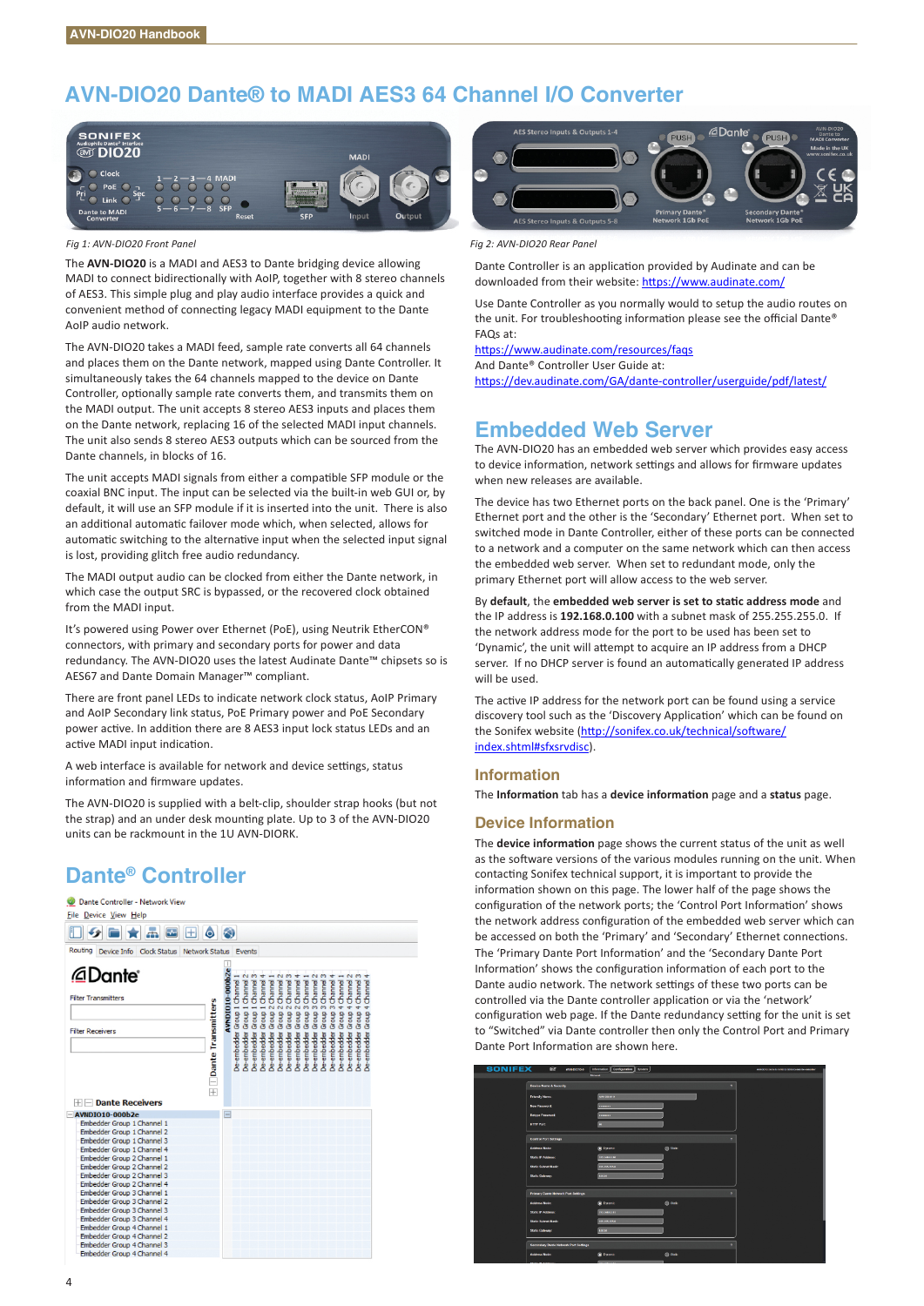# AVN-DIO20 Dante® to MADI AES3 64 Channel I/O Converter

*Fig 1: AVN-DIO20 Front Panel*

*Fig 2: AVN-DIO20 Rear Panel*

The **AVN-DIO20** is a MADI and AES3 to Dante bridging device allowing MADI to connect bidirectionally with AoIP, together with 8 stereo channels of AES3. This simple plug and play audio interface provides a quick and convenient method of connecting legacy MADI equipment to the Dante AoIP audio network.

The AVN-DIO20 takes a MADI feed, sample rate converts all 64 channels and places them on the Dante network, mapped using Dante Controller. It simultaneously takes the 64 channels mapped to the device on Dante Controller, optionally sample rate converts them, and transmits them on the MADI output. The unit accepts 8 stereo AES3 inputs and places them on the Dante network, replacing 16 of the selected MADI input channels. The unit also sends 8 stereo AES3 outputs which can be sourced from the Dante channels, in blocks of 16.

The unit accepts MADI signals from either a compatible SFP module or the coaxial BNC input. The input can be selected via the built-in web GUI or, by default, it will use an SFP module if it is inserted into the unit. There is also an additional automatic failover mode which, when selected, allows for automatic switching to the alternative input when the selected input signal is lost, providing glitch free audio redundancy.

The MADI output audio can be clocked from either the Dante network, in which case the output SRC is bypassed, or the recovered clock obtained from the MADI input.

It's powered using Power over Ethernet (PoE), using Neutrik EtherCON® connectors, with primary and secondary ports for power and data redundancy. The AVN-DIO20 uses the latest Audinate Dante™ chipsets so is AES67 and Dante Domain Manager™ compliant.

There are front panel LEDs to indicate network clock status, AoIP Primary and AoIP Secondary link status, PoE Primary power and PoE Secondary power active. In addition there are 8 AES3 input lock status LEDs and an active MADI input indication.

A web interface is available for network and device settings, status information and firmware updates.

The AVN-DIO20 is supplied with a belt-clip, shoulder strap hooks (but not the strap) and an under desk mounting plate. Up to 3 of the AVN-DIO20 units can be rackmount in the 1U AVN-DIORK.

## Dante® Controller

Dante Controller is an application provided by Audinate and can be downloaded from their website: https://www.audinate.com/

Use Dante Controller as you normally would to setup the audio routes on the unit. For troubleshooting information please see the official Dante® FAQs at:
https://www.audinate.com/resources/faqs
And Dante® Controller User Guide at:
https://dev.audinate.com/GA/dante-controller/userguide/pdf/latest/

## Embedded Web Server

The AVN-DIO20 has an embedded web server which provides easy access to device information, network settings and allows for firmware updates when new releases are available.

The device has two Ethernet ports on the back panel. One is the 'Primary' Ethernet port and the other is the 'Secondary' Ethernet port. When set to switched mode in Dante Controller, either of these ports can be connected to a network and a computer on the same network which can then access the embedded web server. When set to redundant mode, only the primary Ethernet port will allow access to the web server.

By **default**, the **embedded web server is set to static address mode** and the IP address is **192.168.0.100** with a subnet mask of 255.255.255.0. If the network address mode for the port to be used has been set to 'Dynamic', the unit will attempt to acquire an IP address from a DHCP server. If no DHCP server is found an automatically generated IP address will be used.

The active IP address for the network port can be found using a service discovery tool such as the 'Discovery Application' which can be found on the Sonifex website (http://sonifex.co.uk/technical/software/index.shtml#sfxsrvdisc).

### Information

The **Information** tab has a **device information** page and a **status** page.

### Device Information

The **device information** page shows the current status of the unit as well as the software versions of the various modules running on the unit. When contacting Sonifex technical support, it is important to provide the information shown on this page. The lower half of the page shows the configuration of the network ports; the 'Control Port Information' shows the network address configuration of the embedded web server which can be accessed on both the 'Primary' and 'Secondary' Ethernet connections. The 'Primary Dante Port Information' and the 'Secondary Dante Port Information' shows the configuration information of each port to the Dante audio network. The network settings of these two ports can be controlled via the Dante controller application or via the 'network' configuration web page. If the Dante redundancy setting for the unit is set to "Switched" via Dante controller then only the Control Port and Primary Dante Port Information are shown here.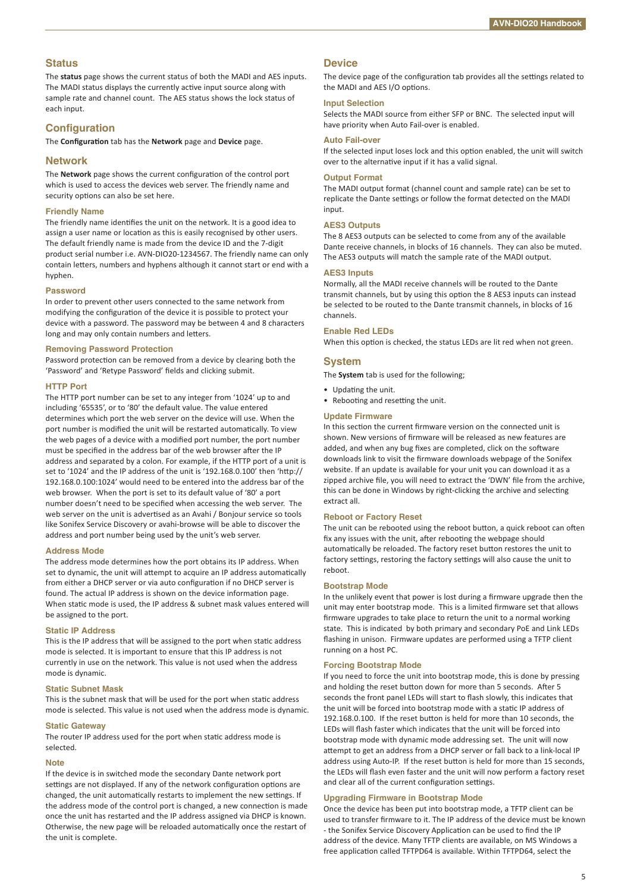## Status

The **status** page shows the current status of both the MADI and AES inputs. The MADI status displays the currently active input source along with sample rate and channel count. The AES status shows the lock status of each input.

## Configuration

The **Configuration** tab has the **Network** page and **Device** page.

## Network

The **Network** page shows the current configuration of the control port which is used to access the devices web server. The friendly name and security options can also be set here.

### Friendly Name

The friendly name identifies the unit on the network. It is a good idea to assign a user name or location as this is easily recognised by other users. The default friendly name is made from the device ID and the 7-digit product serial number i.e. AVN-DIO20-1234567. The friendly name can only contain letters, numbers and hyphens although it cannot start or end with a hyphen.

### Password

In order to prevent other users connected to the same network from modifying the configuration of the device it is possible to protect your device with a password. The password may be between 4 and 8 characters long and may only contain numbers and letters.

### Removing Password Protection

Password protection can be removed from a device by clearing both the 'Password' and 'Retype Password' fields and clicking submit.

### HTTP Port

The HTTP port number can be set to any integer from '1024' up to and including '65535', or to '80' the default value. The value entered determines which port the web server on the device will use. When the port number is modified the unit will be restarted automatically. To view the web pages of a device with a modified port number, the port number must be specified in the address bar of the web browser after the IP address and separated by a colon. For example, if the HTTP port of a unit is set to '1024' and the IP address of the unit is '192.168.0.100' then 'http://192.168.0.100:1024' would need to be entered into the address bar of the web browser. When the port is set to its default value of '80' a port number doesn't need to be specified when accessing the web server. The web server on the unit is advertised as an Avahi / Bonjour service so tools like Sonifex Service Discovery or avahi-browse will be able to discover the address and port number being used by the unit's web server.

### Address Mode

The address mode determines how the port obtains its IP address. When set to dynamic, the unit will attempt to acquire an IP address automatically from either a DHCP server or via auto configuration if no DHCP server is found. The actual IP address is shown on the device information page. When static mode is used, the IP address & subnet mask values entered will be assigned to the port.

### Static IP Address

This is the IP address that will be assigned to the port when static address mode is selected. It is important to ensure that this IP address is not currently in use on the network. This value is not used when the address mode is dynamic.

### Static Subnet Mask

This is the subnet mask that will be used for the port when static address mode is selected. This value is not used when the address mode is dynamic.

### Static Gateway

The router IP address used for the port when static address mode is selected.

### Note

If the device is in switched mode the secondary Dante network port settings are not displayed. If any of the network configuration options are changed, the unit automatically restarts to implement the new settings. If the address mode of the control port is changed, a new connection is made once the unit has restarted and the IP address assigned via DHCP is known. Otherwise, the new page will be reloaded automatically once the restart of the unit is complete.

## Device

The device page of the configuration tab provides all the settings related to the MADI and AES I/O options.

### Input Selection

Selects the MADI source from either SFP or BNC. The selected input will have priority when Auto Fail-over is enabled.

### Auto Fail-over

If the selected input loses lock and this option enabled, the unit will switch over to the alternative input if it has a valid signal.

### Output Format

The MADI output format (channel count and sample rate) can be set to replicate the Dante settings or follow the format detected on the MADI input.

### AES3 Outputs

The 8 AES3 outputs can be selected to come from any of the available Dante receive channels, in blocks of 16 channels. They can also be muted. The AES3 outputs will match the sample rate of the MADI output.

### AES3 Inputs

Normally, all the MADI receive channels will be routed to the Dante transmit channels, but by using this option the 8 AES3 inputs can instead be selected to be routed to the Dante transmit channels, in blocks of 16 channels.

### Enable Red LEDs

When this option is checked, the status LEDs are lit red when not green.

## System

The **System** tab is used for the following;

- Updating the unit.
- Rebooting and resetting the unit.

### Update Firmware

In this section the current firmware version on the connected unit is shown. New versions of firmware will be released as new features are added, and when any bug fixes are completed, click on the software downloads link to visit the firmware downloads webpage of the Sonifex website. If an update is available for your unit you can download it as a zipped archive file, you will need to extract the 'DWN' file from the archive, this can be done in Windows by right-clicking the archive and selecting extract all.

### Reboot or Factory Reset

The unit can be rebooted using the reboot button, a quick reboot can often fix any issues with the unit, after rebooting the webpage should automatically be reloaded. The factory reset button restores the unit to factory settings, restoring the factory settings will also cause the unit to reboot.

### Bootstrap Mode

In the unlikely event that power is lost during a firmware upgrade then the unit may enter bootstrap mode. This is a limited firmware set that allows firmware upgrades to take place to return the unit to a normal working state. This is indicated by both primary and secondary PoE and Link LEDs flashing in unison. Firmware updates are performed using a TFTP client running on a host PC.

### Forcing Bootstrap Mode

If you need to force the unit into bootstrap mode, this is done by pressing and holding the reset button down for more than 5 seconds. After 5 seconds the front panel LEDs will start to flash slowly, this indicates that the unit will be forced into bootstrap mode with a static IP address of 192.168.0.100. If the reset button is held for more than 10 seconds, the LEDs will flash faster which indicates that the unit will be forced into bootstrap mode with dynamic mode addressing set. The unit will now attempt to get an address from a DHCP server or fall back to a link-local IP address using Auto-IP. If the reset button is held for more than 15 seconds, the LEDs will flash even faster and the unit will now perform a factory reset and clear all of the current configuration settings.

### Upgrading Firmware in Bootstrap Mode

Once the device has been put into bootstrap mode, a TFTP client can be used to transfer firmware to it. The IP address of the device must be known - the Sonifex Service Discovery Application can be used to find the IP address of the device. Many TFTP clients are available, on MS Windows a free application called TFTPD64 is available. Within TFTPD64, select the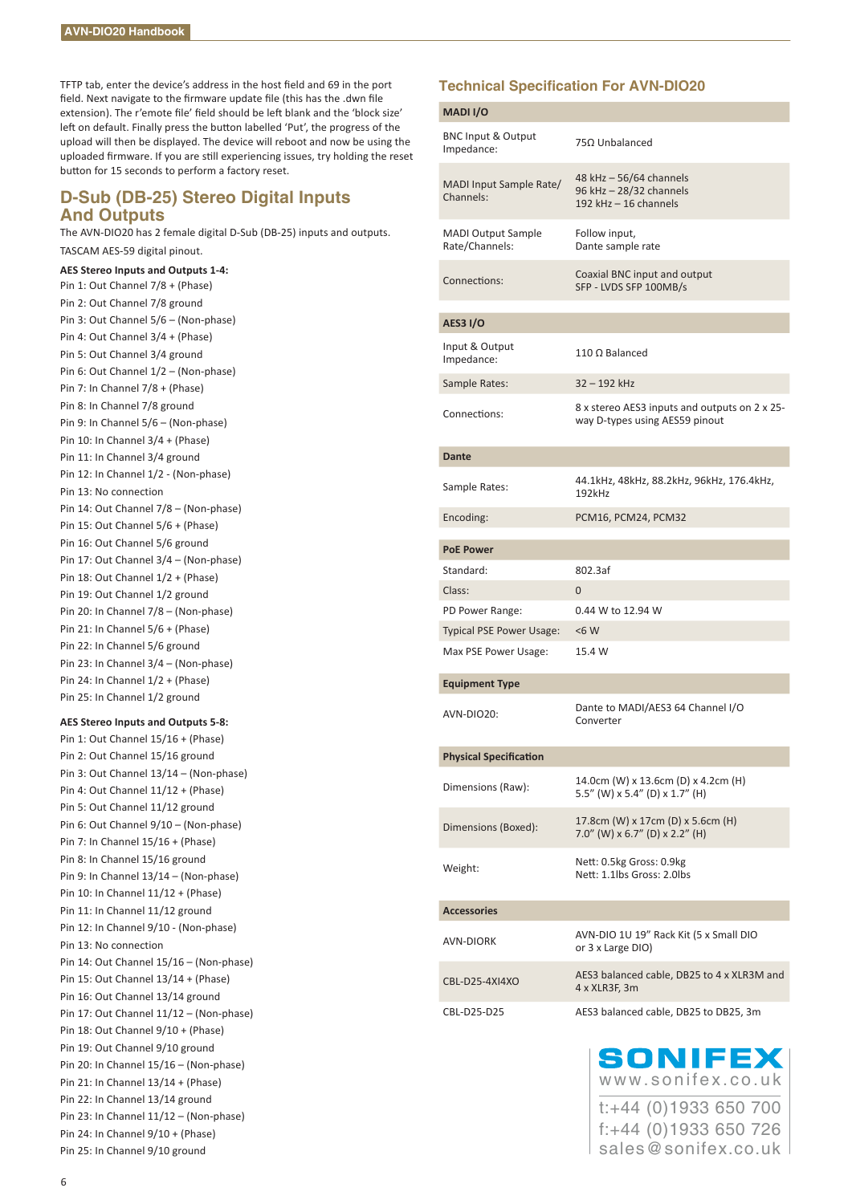TFTP tab, enter the device's address in the host field and 69 in the port field. Next navigate to the firmware update file (this has the .dwn file extension). The r'emote file' field should be left blank and the 'block size' left on default. Finally press the button labelled 'Put', the progress of the upload will then be displayed. The device will then reboot and now be using the uploaded firmware. If you are still experiencing issues, try holding the reset button for 15 seconds to perform a factory reset.

## D-Sub (DB-25) Stereo Digital Inputs And Outputs

The AVN-DIO20 has 2 female digital D-Sub (DB-25) inputs and outputs.

TASCAM AES-59 digital pinout.

**AES Stereo Inputs and Outputs 1-4:**

Pin 1: Out Channel 7/8 + (Phase)
Pin 2: Out Channel 7/8 ground
Pin 3: Out Channel 5/6 – (Non-phase)
Pin 4: Out Channel 3/4 + (Phase)
Pin 5: Out Channel 3/4 ground
Pin 6: Out Channel 1/2 – (Non-phase)
Pin 7: In Channel 7/8 + (Phase)
Pin 8: In Channel 7/8 ground
Pin 9: In Channel 5/6 – (Non-phase)
Pin 10: In Channel 3/4 + (Phase)
Pin 11: In Channel 3/4 ground
Pin 12: In Channel 1/2 - (Non-phase)
Pin 13: No connection
Pin 14: Out Channel 7/8 – (Non-phase)
Pin 15: Out Channel 5/6 + (Phase)
Pin 16: Out Channel 5/6 ground
Pin 17: Out Channel 3/4 – (Non-phase)
Pin 18: Out Channel 1/2 + (Phase)
Pin 19: Out Channel 1/2 ground
Pin 20: In Channel 7/8 – (Non-phase)
Pin 21: In Channel 5/6 + (Phase)
Pin 22: In Channel 5/6 ground
Pin 23: In Channel 3/4 – (Non-phase)
Pin 24: In Channel 1/2 + (Phase)
Pin 25: In Channel 1/2 ground

**AES Stereo Inputs and Outputs 5-8:**

Pin 1: Out Channel 15/16 + (Phase)
Pin 2: Out Channel 15/16 ground
Pin 3: Out Channel 13/14 – (Non-phase)
Pin 4: Out Channel 11/12 + (Phase)
Pin 5: Out Channel 11/12 ground
Pin 6: Out Channel 9/10 – (Non-phase)
Pin 7: In Channel 15/16 + (Phase)
Pin 8: In Channel 15/16 ground
Pin 9: In Channel 13/14 – (Non-phase)
Pin 10: In Channel 11/12 + (Phase)
Pin 11: In Channel 11/12 ground
Pin 12: In Channel 9/10 - (Non-phase)
Pin 13: No connection
Pin 14: Out Channel 15/16 – (Non-phase)
Pin 15: Out Channel 13/14 + (Phase)
Pin 16: Out Channel 13/14 ground
Pin 17: Out Channel 11/12 – (Non-phase)
Pin 18: Out Channel 9/10 + (Phase)
Pin 19: Out Channel 9/10 ground
Pin 20: In Channel 15/16 – (Non-phase)
Pin 21: In Channel 13/14 + (Phase)
Pin 22: In Channel 13/14 ground
Pin 23: In Channel 11/12 – (Non-phase)
Pin 24: In Channel 9/10 + (Phase)
Pin 25: In Channel 9/10 ground

## Technical Specification For AVN-DIO20

| | |
|---|---|
| **MADI I/O** | |
| BNC Input & Output Impedance: | 75Ω Unbalanced |
| MADI Input Sample Rate/ Channels: | 48 kHz – 56/64 channels<br>96 kHz – 28/32 channels<br>192 kHz – 16 channels |
| MADI Output Sample Rate/Channels: | Follow input,<br>Dante sample rate |
| Connections: | Coaxial BNC input and output<br>SFP - LVDS SFP 100MB/s |
| **AES3 I/O** | |
| Input & Output Impedance: | 110 Ω Balanced |
| Sample Rates: | 32 – 192 kHz |
| Connections: | 8 x stereo AES3 inputs and outputs on 2 x 25-way D-types using AES59 pinout |
| **Dante** | |
| Sample Rates: | 44.1kHz, 48kHz, 88.2kHz, 96kHz, 176.4kHz, 192kHz |
| Encoding: | PCM16, PCM24, PCM32 |
| **PoE Power** | |
| Standard: | 802.3af |
| Class: | 0 |
| PD Power Range: | 0.44 W to 12.94 W |
| Typical PSE Power Usage: | <6 W |
| Max PSE Power Usage: | 15.4 W |
| **Equipment Type** | |
| AVN-DIO20: | Dante to MADI/AES3 64 Channel I/O Converter |
| **Physical Specification** | |
| Dimensions (Raw): | 14.0cm (W) x 13.6cm (D) x 4.2cm (H)<br>5.5" (W) x 5.4" (D) x 1.7" (H) |
| Dimensions (Boxed): | 17.8cm (W) x 17cm (D) x 5.6cm (H)<br>7.0" (W) x 6.7" (D) x 2.2" (H) |
| Weight: | Nett: 0.5kg Gross: 0.9kg<br>Nett: 1.1lbs Gross: 2.0lbs |
| **Accessories** | |
| AVN-DIORK | AVN-DIO 1U 19" Rack Kit (5 x Small DIO or 3 x Large DIO) |
| CBL-D25-4XI4XO | AES3 balanced cable, DB25 to 4 x XLR3M and 4 x XLR3F, 3m |
| CBL-D25-D25 | AES3 balanced cable, DB25 to DB25, 3m |

SONIFEX
www.sonifex.co.uk
t:+44 (0)1933 650 700
f:+44 (0)1933 650 726
sales@sonifex.co.uk